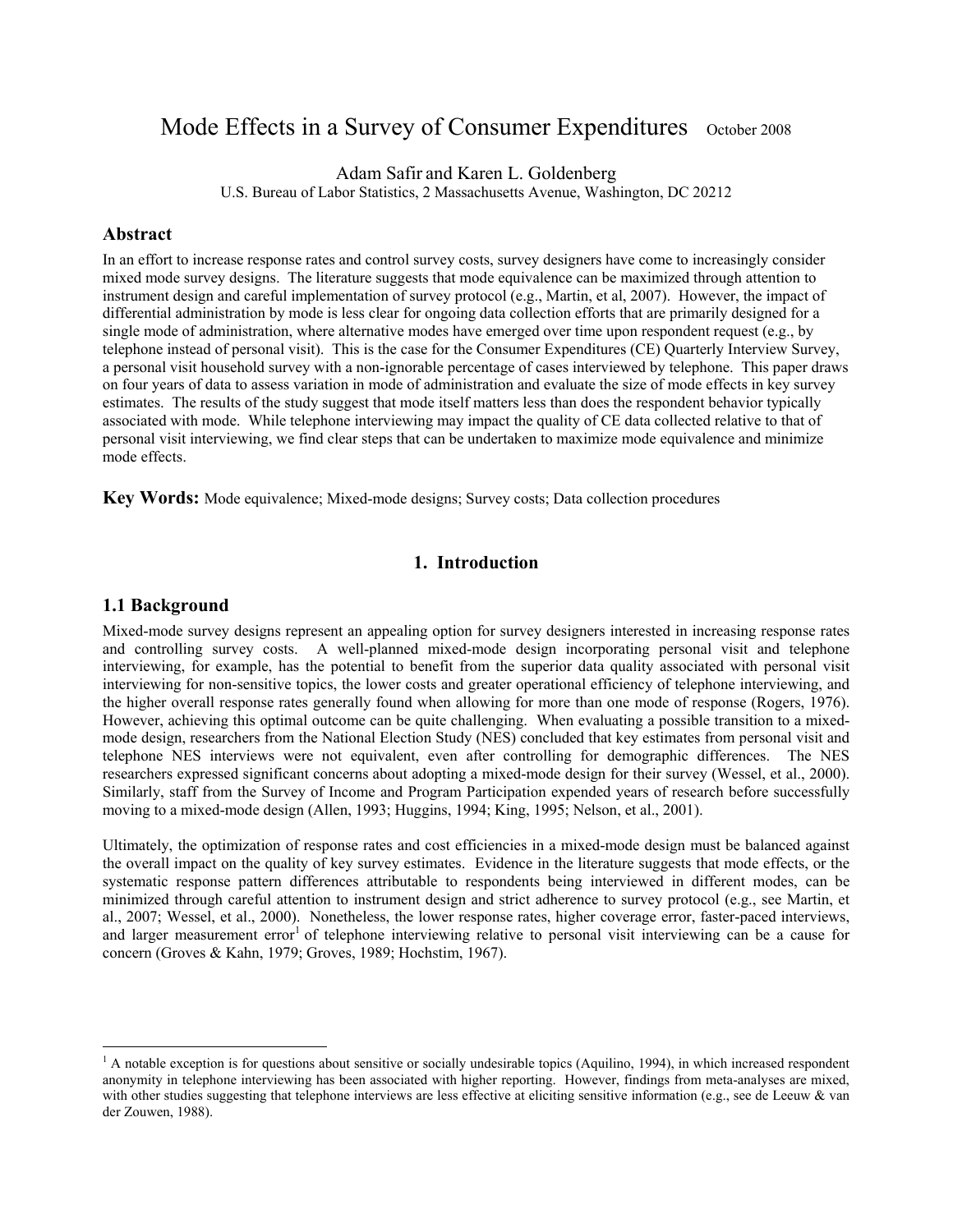# Mode Effects in a Survey of Consumer Expenditures October 2008

Adam Safir and Karen L. Goldenberg

U.S. Bureau of Labor Statistics, 2 Massachusetts Avenue, Washington, DC 20212

## Abstract

In an effort to increase response rates and control survey costs, survey designers have come to increasingly consider mixed mode survey designs. The literature suggests that mode equivalence can be maximized through attention to instrument design and careful implementation of survey protocol (e.g., Martin, et al, 2007). However, the impact of differential administration by mode is less clear for ongoing data collection efforts that are primarily designed for a single mode of administration, where alternative modes have emerged over time upon respondent request (e.g., by telephone instead of personal visit). This is the case for the Consumer Expenditures (CE) Quarterly Interview Survey, a personal visit household survey with a non-ignorable percentage of cases interviewed by telephone. This paper draws on four years of data to assess variation in mode of administration and evaluate the size of mode effects in key survey estimates. The results of the study suggest that mode itself matters less than does the respondent behavior typically associated with mode. While telephone interviewing may impact the quality of CE data collected relative to that of personal visit interviewing, we find clear steps that can be undertaken to maximize mode equivalence and minimize mode effects.

**Key Words:** Mode equivalence; Mixed-mode designs; Survey costs; Data collection procedures

## 1. Introduction

### 1.1 Background

Mixed-mode survey designs represent an appealing option for survey designers interested in increasing response rates and controlling survey costs. A well-planned mixed-mode design incorporating personal visit and telephone interviewing, for example, has the potential to benefit from the superior data quality associated with personal visit interviewing for non-sensitive topics, the lower costs and greater operational efficiency of telephone interviewing, and the higher overall response rates generally found when allowing for more than one mode of response (Rogers, 1976). However, achieving this optimal outcome can be quite challenging. When evaluating a possible transition to a mixed-mode design, researchers from the National Election Study (NES) concluded that key estimates from personal visit and telephone NES interviews were not equivalent, even after controlling for demographic differences. The NES researchers expressed significant concerns about adopting a mixed-mode design for their survey (Wessel, et al., 2000). Similarly, staff from the Survey of Income and Program Participation expended years of research before successfully moving to a mixed-mode design (Allen, 1993; Huggins, 1994; King, 1995; Nelson, et al., 2001).

Ultimately, the optimization of response rates and cost efficiencies in a mixed-mode design must be balanced against the overall impact on the quality of key survey estimates. Evidence in the literature suggests that mode effects, or the systematic response pattern differences attributable to respondents being interviewed in different modes, can be minimized through careful attention to instrument design and strict adherence to survey protocol (e.g., see Martin, et al., 2007; Wessel, et al., 2000). Nonetheless, the lower response rates, higher coverage error, faster-paced interviews, and larger measurement error[1] of telephone interviewing relative to personal visit interviewing can be a cause for concern (Groves & Kahn, 1979; Groves, 1989; Hochstim, 1967).

[1] A notable exception is for questions about sensitive or socially undesirable topics (Aquilino, 1994), in which increased respondent anonymity in telephone interviewing has been associated with higher reporting. However, findings from meta-analyses are mixed, with other studies suggesting that telephone interviews are less effective at eliciting sensitive information (e.g., see de Leeuw & van der Zouwen, 1988).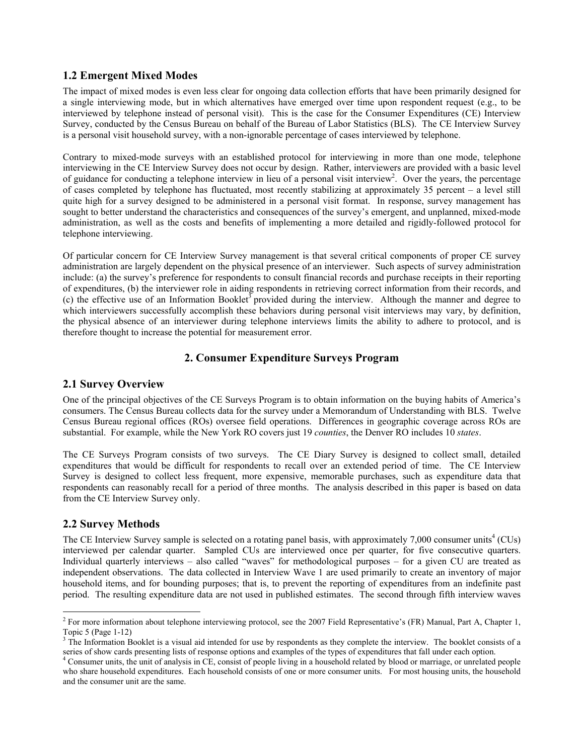## 1.2 Emergent Mixed Modes

The impact of mixed modes is even less clear for ongoing data collection efforts that have been primarily designed for a single interviewing mode, but in which alternatives have emerged over time upon respondent request (e.g., to be interviewed by telephone instead of personal visit). This is the case for the Consumer Expenditures (CE) Interview Survey, conducted by the Census Bureau on behalf of the Bureau of Labor Statistics (BLS). The CE Interview Survey is a personal visit household survey, with a non-ignorable percentage of cases interviewed by telephone.

Contrary to mixed-mode surveys with an established protocol for interviewing in more than one mode, telephone interviewing in the CE Interview Survey does not occur by design. Rather, interviewers are provided with a basic level of guidance for conducting a telephone interview in lieu of a personal visit interview[2]. Over the years, the percentage of cases completed by telephone has fluctuated, most recently stabilizing at approximately 35 percent – a level still quite high for a survey designed to be administered in a personal visit format. In response, survey management has sought to better understand the characteristics and consequences of the survey's emergent, and unplanned, mixed-mode administration, as well as the costs and benefits of implementing a more detailed and rigidly-followed protocol for telephone interviewing.

Of particular concern for CE Interview Survey management is that several critical components of proper CE survey administration are largely dependent on the physical presence of an interviewer. Such aspects of survey administration include: (a) the survey's preference for respondents to consult financial records and purchase receipts in their reporting of expenditures, (b) the interviewer role in aiding respondents in retrieving correct information from their records, and (c) the effective use of an Information Booklet[3] provided during the interview. Although the manner and degree to which interviewers successfully accomplish these behaviors during personal visit interviews may vary, by definition, the physical absence of an interviewer during telephone interviews limits the ability to adhere to protocol, and is therefore thought to increase the potential for measurement error.

# 2. Consumer Expenditure Surveys Program

## 2.1 Survey Overview

One of the principal objectives of the CE Surveys Program is to obtain information on the buying habits of America's consumers. The Census Bureau collects data for the survey under a Memorandum of Understanding with BLS. Twelve Census Bureau regional offices (ROs) oversee field operations. Differences in geographic coverage across ROs are substantial. For example, while the New York RO covers just 19 *counties*, the Denver RO includes 10 *states*.

The CE Surveys Program consists of two surveys. The CE Diary Survey is designed to collect small, detailed expenditures that would be difficult for respondents to recall over an extended period of time. The CE Interview Survey is designed to collect less frequent, more expensive, memorable purchases, such as expenditure data that respondents can reasonably recall for a period of three months. The analysis described in this paper is based on data from the CE Interview Survey only.

## 2.2 Survey Methods

The CE Interview Survey sample is selected on a rotating panel basis, with approximately 7,000 consumer units[4] (CUs) interviewed per calendar quarter. Sampled CUs are interviewed once per quarter, for five consecutive quarters. Individual quarterly interviews – also called "waves" for methodological purposes – for a given CU are treated as independent observations. The data collected in Interview Wave 1 are used primarily to create an inventory of major household items, and for bounding purposes; that is, to prevent the reporting of expenditures from an indefinite past period. The resulting expenditure data are not used in published estimates. The second through fifth interview waves

---

[2] For more information about telephone interviewing protocol, see the 2007 Field Representative's (FR) Manual, Part A, Chapter 1, Topic 5 (Page 1-12)

[3] The Information Booklet is a visual aid intended for use by respondents as they complete the interview. The booklet consists of a series of show cards presenting lists of response options and examples of the types of expenditures that fall under each option.

[4] Consumer units, the unit of analysis in CE, consist of people living in a household related by blood or marriage, or unrelated people who share household expenditures. Each household consists of one or more consumer units. For most housing units, the household and the consumer unit are the same.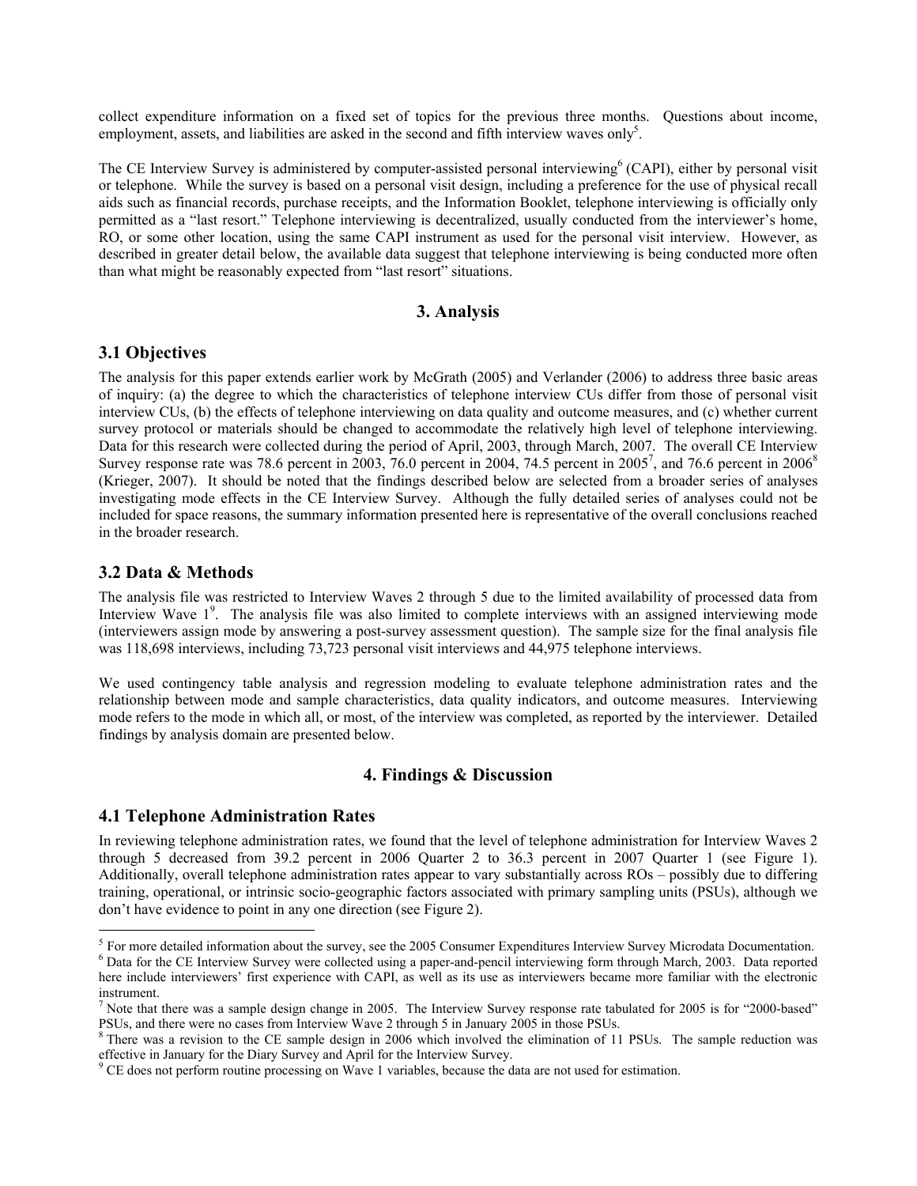collect expenditure information on a fixed set of topics for the previous three months. Questions about income, employment, assets, and liabilities are asked in the second and fifth interview waves only[5].

The CE Interview Survey is administered by computer-assisted personal interviewing[6] (CAPI), either by personal visit or telephone. While the survey is based on a personal visit design, including a preference for the use of physical recall aids such as financial records, purchase receipts, and the Information Booklet, telephone interviewing is officially only permitted as a "last resort." Telephone interviewing is decentralized, usually conducted from the interviewer's home, RO, or some other location, using the same CAPI instrument as used for the personal visit interview. However, as described in greater detail below, the available data suggest that telephone interviewing is being conducted more often than what might be reasonably expected from "last resort" situations.

## 3. Analysis

### 3.1 Objectives

The analysis for this paper extends earlier work by McGrath (2005) and Verlander (2006) to address three basic areas of inquiry: (a) the degree to which the characteristics of telephone interview CUs differ from those of personal visit interview CUs, (b) the effects of telephone interviewing on data quality and outcome measures, and (c) whether current survey protocol or materials should be changed to accommodate the relatively high level of telephone interviewing. Data for this research were collected during the period of April, 2003, through March, 2007. The overall CE Interview Survey response rate was 78.6 percent in 2003, 76.0 percent in 2004, 74.5 percent in 2005[7], and 76.6 percent in 2006[8] (Krieger, 2007). It should be noted that the findings described below are selected from a broader series of analyses investigating mode effects in the CE Interview Survey. Although the fully detailed series of analyses could not be included for space reasons, the summary information presented here is representative of the overall conclusions reached in the broader research.

### 3.2 Data & Methods

The analysis file was restricted to Interview Waves 2 through 5 due to the limited availability of processed data from Interview Wave 1[9]. The analysis file was also limited to complete interviews with an assigned interviewing mode (interviewers assign mode by answering a post-survey assessment question). The sample size for the final analysis file was 118,698 interviews, including 73,723 personal visit interviews and 44,975 telephone interviews.

We used contingency table analysis and regression modeling to evaluate telephone administration rates and the relationship between mode and sample characteristics, data quality indicators, and outcome measures. Interviewing mode refers to the mode in which all, or most, of the interview was completed, as reported by the interviewer. Detailed findings by analysis domain are presented below.

## 4. Findings & Discussion

### 4.1 Telephone Administration Rates

In reviewing telephone administration rates, we found that the level of telephone administration for Interview Waves 2 through 5 decreased from 39.2 percent in 2006 Quarter 2 to 36.3 percent in 2007 Quarter 1 (see Figure 1). Additionally, overall telephone administration rates appear to vary substantially across ROs – possibly due to differing training, operational, or intrinsic socio-geographic factors associated with primary sampling units (PSUs), although we don't have evidence to point in any one direction (see Figure 2).

---

[5] For more detailed information about the survey, see the 2005 Consumer Expenditures Interview Survey Microdata Documentation.

[6] Data for the CE Interview Survey were collected using a paper-and-pencil interviewing form through March, 2003. Data reported here include interviewers' first experience with CAPI, as well as its use as interviewers became more familiar with the electronic instrument.

[7] Note that there was a sample design change in 2005. The Interview Survey response rate tabulated for 2005 is for "2000-based" PSUs, and there were no cases from Interview Wave 2 through 5 in January 2005 in those PSUs.

[8] There was a revision to the CE sample design in 2006 which involved the elimination of 11 PSUs. The sample reduction was effective in January for the Diary Survey and April for the Interview Survey.

[9] CE does not perform routine processing on Wave 1 variables, because the data are not used for estimation.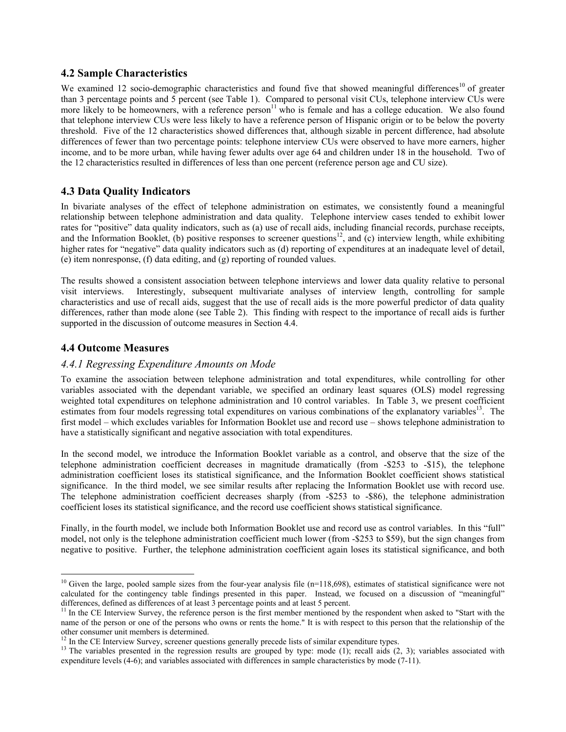## 4.2 Sample Characteristics

We examined 12 socio-demographic characteristics and found five that showed meaningful differences[10] of greater than 3 percentage points and 5 percent (see Table 1). Compared to personal visit CUs, telephone interview CUs were more likely to be homeowners, with a reference person[11] who is female and has a college education. We also found that telephone interview CUs were less likely to have a reference person of Hispanic origin or to be below the poverty threshold. Five of the 12 characteristics showed differences that, although sizable in percent difference, had absolute differences of fewer than two percentage points: telephone interview CUs were observed to have more earners, higher income, and to be more urban, while having fewer adults over age 64 and children under 18 in the household. Two of the 12 characteristics resulted in differences of less than one percent (reference person age and CU size).

## 4.3 Data Quality Indicators

In bivariate analyses of the effect of telephone administration on estimates, we consistently found a meaningful relationship between telephone administration and data quality. Telephone interview cases tended to exhibit lower rates for "positive" data quality indicators, such as (a) use of recall aids, including financial records, purchase receipts, and the Information Booklet, (b) positive responses to screener questions[12], and (c) interview length, while exhibiting higher rates for "negative" data quality indicators such as (d) reporting of expenditures at an inadequate level of detail, (e) item nonresponse, (f) data editing, and (g) reporting of rounded values.

The results showed a consistent association between telephone interviews and lower data quality relative to personal visit interviews. Interestingly, subsequent multivariate analyses of interview length, controlling for sample characteristics and use of recall aids, suggest that the use of recall aids is the more powerful predictor of data quality differences, rather than mode alone (see Table 2). This finding with respect to the importance of recall aids is further supported in the discussion of outcome measures in Section 4.4.

## 4.4 Outcome Measures

### *4.4.1 Regressing Expenditure Amounts on Mode*

To examine the association between telephone administration and total expenditures, while controlling for other variables associated with the dependant variable, we specified an ordinary least squares (OLS) model regressing weighted total expenditures on telephone administration and 10 control variables. In Table 3, we present coefficient estimates from four models regressing total expenditures on various combinations of the explanatory variables[13]. The first model – which excludes variables for Information Booklet use and record use – shows telephone administration to have a statistically significant and negative association with total expenditures.

In the second model, we introduce the Information Booklet variable as a control, and observe that the size of the telephone administration coefficient decreases in magnitude dramatically (from -$253 to -$15), the telephone administration coefficient loses its statistical significance, and the Information Booklet coefficient shows statistical significance. In the third model, we see similar results after replacing the Information Booklet use with record use. The telephone administration coefficient decreases sharply (from -$253 to -$86), the telephone administration coefficient loses its statistical significance, and the record use coefficient shows statistical significance.

Finally, in the fourth model, we include both Information Booklet use and record use as control variables. In this "full" model, not only is the telephone administration coefficient much lower (from -$253 to $59), but the sign changes from negative to positive. Further, the telephone administration coefficient again loses its statistical significance, and both

---

[10] Given the large, pooled sample sizes from the four-year analysis file (n=118,698), estimates of statistical significance were not calculated for the contingency table findings presented in this paper. Instead, we focused on a discussion of "meaningful" differences, defined as differences of at least 3 percentage points and at least 5 percent.

[11] In the CE Interview Survey, the reference person is the first member mentioned by the respondent when asked to "Start with the name of the person or one of the persons who owns or rents the home." It is with respect to this person that the relationship of the other consumer unit members is determined.

[12] In the CE Interview Survey, screener questions generally precede lists of similar expenditure types.

[13] The variables presented in the regression results are grouped by type: mode (1); recall aids (2, 3); variables associated with expenditure levels (4-6); and variables associated with differences in sample characteristics by mode (7-11).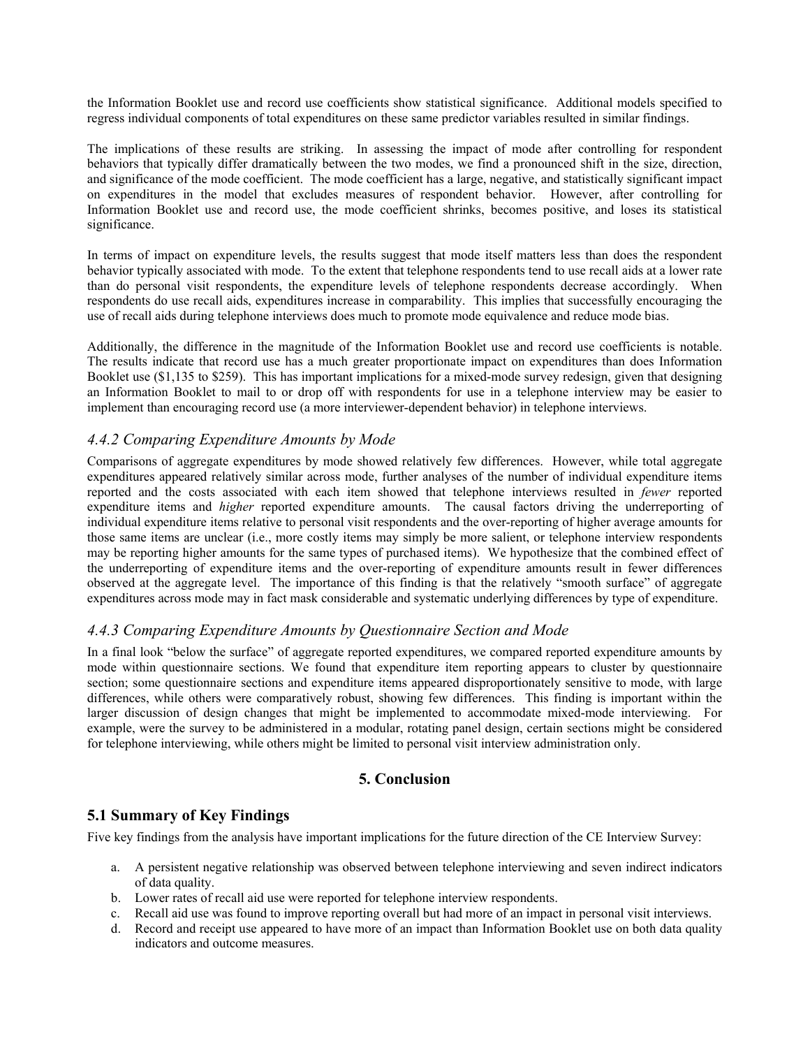the Information Booklet use and record use coefficients show statistical significance. Additional models specified to regress individual components of total expenditures on these same predictor variables resulted in similar findings.

The implications of these results are striking. In assessing the impact of mode after controlling for respondent behaviors that typically differ dramatically between the two modes, we find a pronounced shift in the size, direction, and significance of the mode coefficient. The mode coefficient has a large, negative, and statistically significant impact on expenditures in the model that excludes measures of respondent behavior. However, after controlling for Information Booklet use and record use, the mode coefficient shrinks, becomes positive, and loses its statistical significance.

In terms of impact on expenditure levels, the results suggest that mode itself matters less than does the respondent behavior typically associated with mode. To the extent that telephone respondents tend to use recall aids at a lower rate than do personal visit respondents, the expenditure levels of telephone respondents decrease accordingly. When respondents do use recall aids, expenditures increase in comparability. This implies that successfully encouraging the use of recall aids during telephone interviews does much to promote mode equivalence and reduce mode bias.

Additionally, the difference in the magnitude of the Information Booklet use and record use coefficients is notable. The results indicate that record use has a much greater proportionate impact on expenditures than does Information Booklet use ($1,135 to $259). This has important implications for a mixed-mode survey redesign, given that designing an Information Booklet to mail to or drop off with respondents for use in a telephone interview may be easier to implement than encouraging record use (a more interviewer-dependent behavior) in telephone interviews.

### *4.4.2 Comparing Expenditure Amounts by Mode*

Comparisons of aggregate expenditures by mode showed relatively few differences. However, while total aggregate expenditures appeared relatively similar across mode, further analyses of the number of individual expenditure items reported and the costs associated with each item showed that telephone interviews resulted in *fewer* reported expenditure items and *higher* reported expenditure amounts. The causal factors driving the underreporting of individual expenditure items relative to personal visit respondents and the over-reporting of higher average amounts for those same items are unclear (i.e., more costly items may simply be more salient, or telephone interview respondents may be reporting higher amounts for the same types of purchased items). We hypothesize that the combined effect of the underreporting of expenditure items and the over-reporting of expenditure amounts result in fewer differences observed at the aggregate level. The importance of this finding is that the relatively "smooth surface" of aggregate expenditures across mode may in fact mask considerable and systematic underlying differences by type of expenditure.

### *4.4.3 Comparing Expenditure Amounts by Questionnaire Section and Mode*

In a final look "below the surface" of aggregate reported expenditures, we compared reported expenditure amounts by mode within questionnaire sections. We found that expenditure item reporting appears to cluster by questionnaire section; some questionnaire sections and expenditure items appeared disproportionately sensitive to mode, with large differences, while others were comparatively robust, showing few differences. This finding is important within the larger discussion of design changes that might be implemented to accommodate mixed-mode interviewing. For example, were the survey to be administered in a modular, rotating panel design, certain sections might be considered for telephone interviewing, while others might be limited to personal visit interview administration only.

## 5. Conclusion

### 5.1 Summary of Key Findings

Five key findings from the analysis have important implications for the future direction of the CE Interview Survey:

a. A persistent negative relationship was observed between telephone interviewing and seven indirect indicators of data quality.
b. Lower rates of recall aid use were reported for telephone interview respondents.
c. Recall aid use was found to improve reporting overall but had more of an impact in personal visit interviews.
d. Record and receipt use appeared to have more of an impact than Information Booklet use on both data quality indicators and outcome measures.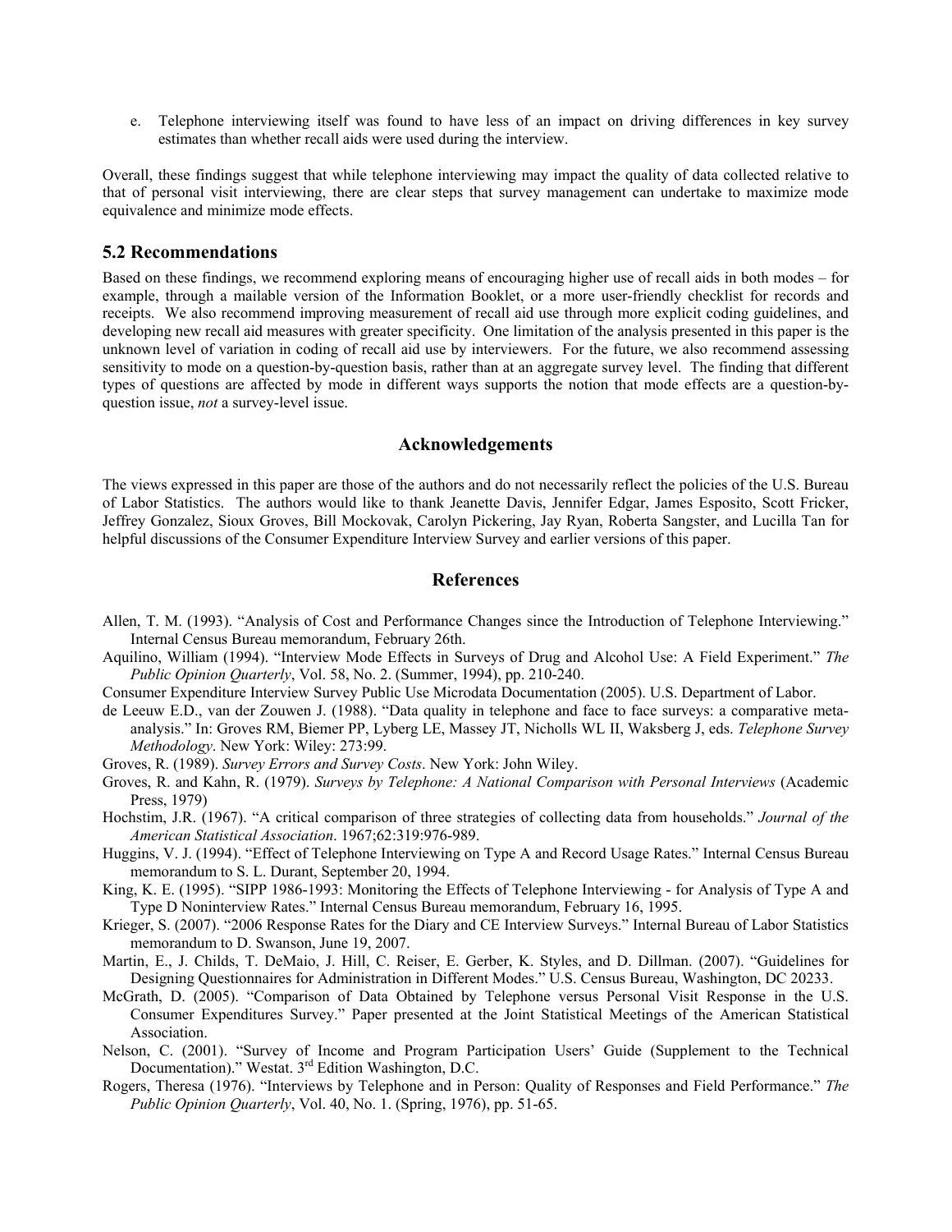e. Telephone interviewing itself was found to have less of an impact on driving differences in key survey estimates than whether recall aids were used during the interview.

Overall, these findings suggest that while telephone interviewing may impact the quality of data collected relative to that of personal visit interviewing, there are clear steps that survey management can undertake to maximize mode equivalence and minimize mode effects.

## 5.2 Recommendations

Based on these findings, we recommend exploring means of encouraging higher use of recall aids in both modes – for example, through a mailable version of the Information Booklet, or a more user-friendly checklist for records and receipts. We also recommend improving measurement of recall aid use through more explicit coding guidelines, and developing new recall aid measures with greater specificity. One limitation of the analysis presented in this paper is the unknown level of variation in coding of recall aid use by interviewers. For the future, we also recommend assessing sensitivity to mode on a question-by-question basis, rather than at an aggregate survey level. The finding that different types of questions are affected by mode in different ways supports the notion that mode effects are a question-by-question issue, *not* a survey-level issue.

## Acknowledgements

The views expressed in this paper are those of the authors and do not necessarily reflect the policies of the U.S. Bureau of Labor Statistics. The authors would like to thank Jeanette Davis, Jennifer Edgar, James Esposito, Scott Fricker, Jeffrey Gonzalez, Sioux Groves, Bill Mockovak, Carolyn Pickering, Jay Ryan, Roberta Sangster, and Lucilla Tan for helpful discussions of the Consumer Expenditure Interview Survey and earlier versions of this paper.

## References

Allen, T. M. (1993). "Analysis of Cost and Performance Changes since the Introduction of Telephone Interviewing." Internal Census Bureau memorandum, February 26th.

Aquilino, William (1994). "Interview Mode Effects in Surveys of Drug and Alcohol Use: A Field Experiment." *The Public Opinion Quarterly*, Vol. 58, No. 2. (Summer, 1994), pp. 210-240.

Consumer Expenditure Interview Survey Public Use Microdata Documentation (2005). U.S. Department of Labor.

de Leeuw E.D., van der Zouwen J. (1988). "Data quality in telephone and face to face surveys: a comparative meta-analysis." In: Groves RM, Biemer PP, Lyberg LE, Massey JT, Nicholls WL II, Waksberg J, eds. *Telephone Survey Methodology*. New York: Wiley: 273:99.

Groves, R. (1989). *Survey Errors and Survey Costs*. New York: John Wiley.

Groves, R. and Kahn, R. (1979). *Surveys by Telephone: A National Comparison with Personal Interviews* (Academic Press, 1979)

Hochstim, J.R. (1967). "A critical comparison of three strategies of collecting data from households." *Journal of the American Statistical Association*. 1967;62:319:976-989.

Huggins, V. J. (1994). "Effect of Telephone Interviewing on Type A and Record Usage Rates." Internal Census Bureau memorandum to S. L. Durant, September 20, 1994.

King, K. E. (1995). "SIPP 1986-1993: Monitoring the Effects of Telephone Interviewing - for Analysis of Type A and Type D Noninterview Rates." Internal Census Bureau memorandum, February 16, 1995.

Krieger, S. (2007). "2006 Response Rates for the Diary and CE Interview Surveys." Internal Bureau of Labor Statistics memorandum to D. Swanson, June 19, 2007.

Martin, E., J. Childs, T. DeMaio, J. Hill, C. Reiser, E. Gerber, K. Styles, and D. Dillman. (2007). "Guidelines for Designing Questionnaires for Administration in Different Modes." U.S. Census Bureau, Washington, DC 20233.

McGrath, D. (2005). "Comparison of Data Obtained by Telephone versus Personal Visit Response in the U.S. Consumer Expenditures Survey." Paper presented at the Joint Statistical Meetings of the American Statistical Association.

Nelson, C. (2001). "Survey of Income and Program Participation Users' Guide (Supplement to the Technical Documentation)." Westat. 3rd Edition Washington, D.C.

Rogers, Theresa (1976). "Interviews by Telephone and in Person: Quality of Responses and Field Performance." *The Public Opinion Quarterly*, Vol. 40, No. 1. (Spring, 1976), pp. 51-65.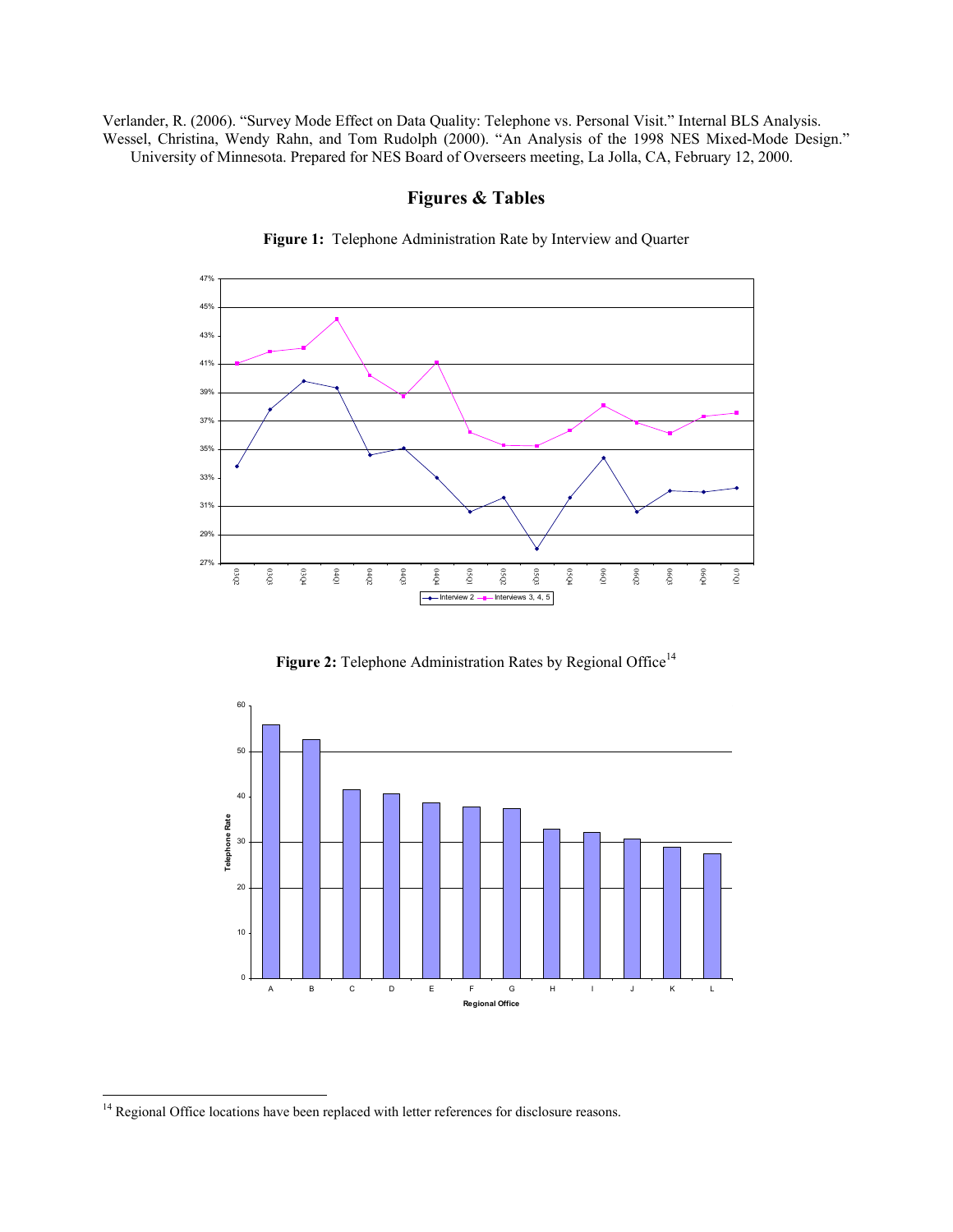Verlander, R. (2006). "Survey Mode Effect on Data Quality: Telephone vs. Personal Visit." Internal BLS Analysis.

Wessel, Christina, Wendy Rahn, and Tom Rudolph (2000). "An Analysis of the 1998 NES Mixed-Mode Design." University of Minnesota. Prepared for NES Board of Overseers meeting, La Jolla, CA, February 12, 2000.

## Figures & Tables

**Figure 1:** Telephone Administration Rate by Interview and Quarter

**Figure 2:** Telephone Administration Rates by Regional Office[14]

---

[14] Regional Office locations have been replaced with letter references for disclosure reasons.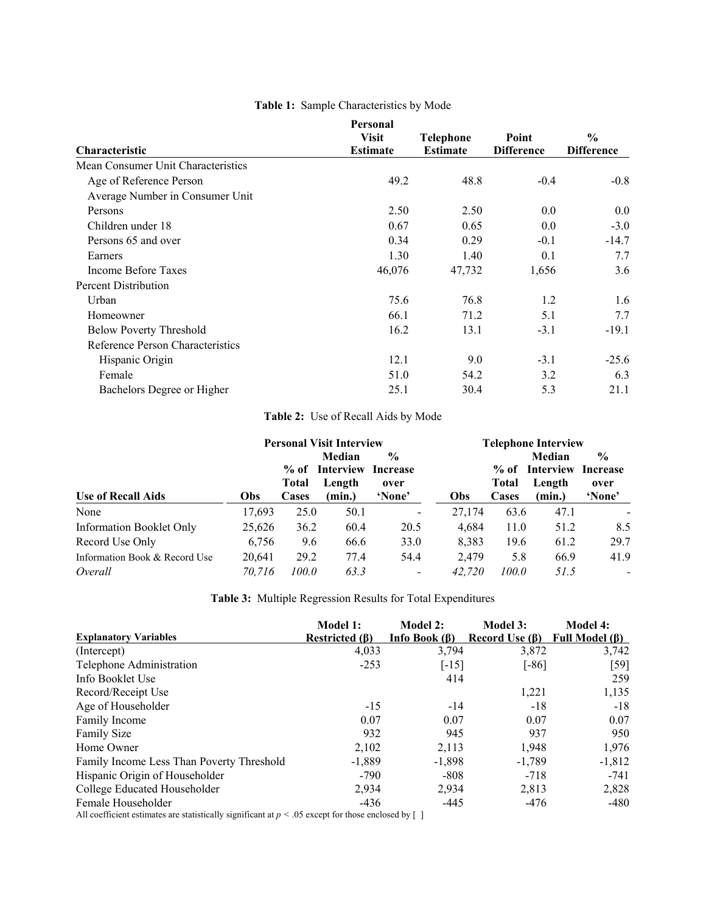**Table 1:** Sample Characteristics by Mode

| Characteristic | Personal Visit Estimate | Telephone Estimate | Point Difference | % Difference |
|---|---|---|---|---|
| Mean Consumer Unit Characteristics | | | | |
| Age of Reference Person | 49.2 | 48.8 | -0.4 | -0.8 |
| Average Number in Consumer Unit | | | | |
| Persons | 2.50 | 2.50 | 0.0 | 0.0 |
| Children under 18 | 0.67 | 0.65 | 0.0 | -3.0 |
| Persons 65 and over | 0.34 | 0.29 | -0.1 | -14.7 |
| Earners | 1.30 | 1.40 | 0.1 | 7.7 |
| Income Before Taxes | 46,076 | 47,732 | 1,656 | 3.6 |
| Percent Distribution | | | | |
| Urban | 75.6 | 76.8 | 1.2 | 1.6 |
| Homeowner | 66.1 | 71.2 | 5.1 | 7.7 |
| Below Poverty Threshold | 16.2 | 13.1 | -3.1 | -19.1 |
| Reference Person Characteristics | | | | |
| Hispanic Origin | 12.1 | 9.0 | -3.1 | -25.6 |
| Female | 51.0 | 54.2 | 3.2 | 6.3 |
| Bachelors Degree or Higher | 25.1 | 30.4 | 5.3 | 21.1 |

**Table 2:** Use of Recall Aids by Mode

| | Personal Visit Interview | | | | Telephone Interview | | | |
|---|---|---|---|---|---|---|---|---|
| **Use of Recall Aids** | **Obs** | **% of Total Cases** | **Median Interview Length (min.)** | **% Increase over 'None'** | **Obs** | **% of Total Cases** | **Median Interview Length (min.)** | **% Increase over 'None'** |
| None | 17,693 | 25.0 | 50.1 | - | 27,174 | 63.6 | 47.1 | - |
| Information Booklet Only | 25,626 | 36.2 | 60.4 | 20.5 | 4,684 | 11.0 | 51.2 | 8.5 |
| Record Use Only | 6,756 | 9.6 | 66.6 | 33.0 | 8,383 | 19.6 | 61.2 | 29.7 |
| Information Book & Record Use | 20,641 | 29.2 | 77.4 | 54.4 | 2,479 | 5.8 | 66.9 | 41.9 |
| *Overall* | *70,716* | *100.0* | *63.3* | - | *42,720* | *100.0* | *51.5* | - |

**Table 3:** Multiple Regression Results for Total Expenditures

| Explanatory Variables | Model 1: Restricted (β) | Model 2: Info Book (β) | Model 3: Record Use (β) | Model 4: Full Model (β) |
|---|---|---|---|---|
| (Intercept) | 4,033 | 3,794 | 3,872 | 3,742 |
| Telephone Administration | -253 | [-15] | [-86] | [59] |
| Info Booklet Use | | 414 | | 259 |
| Record/Receipt Use | | | 1,221 | 1,135 |
| Age of Householder | -15 | -14 | -18 | -18 |
| Family Income | 0.07 | 0.07 | 0.07 | 0.07 |
| Family Size | 932 | 945 | 937 | 950 |
| Home Owner | 2,102 | 2,113 | 1,948 | 1,976 |
| Family Income Less Than Poverty Threshold | -1,889 | -1,898 | -1,789 | -1,812 |
| Hispanic Origin of Householder | -790 | -808 | -718 | -741 |
| College Educated Householder | 2,934 | 2,934 | 2,813 | 2,828 |
| Female Householder | -436 | -445 | -476 | -480 |

All coefficient estimates are statistically significant at $p < .05$ except for those enclosed by [ ]